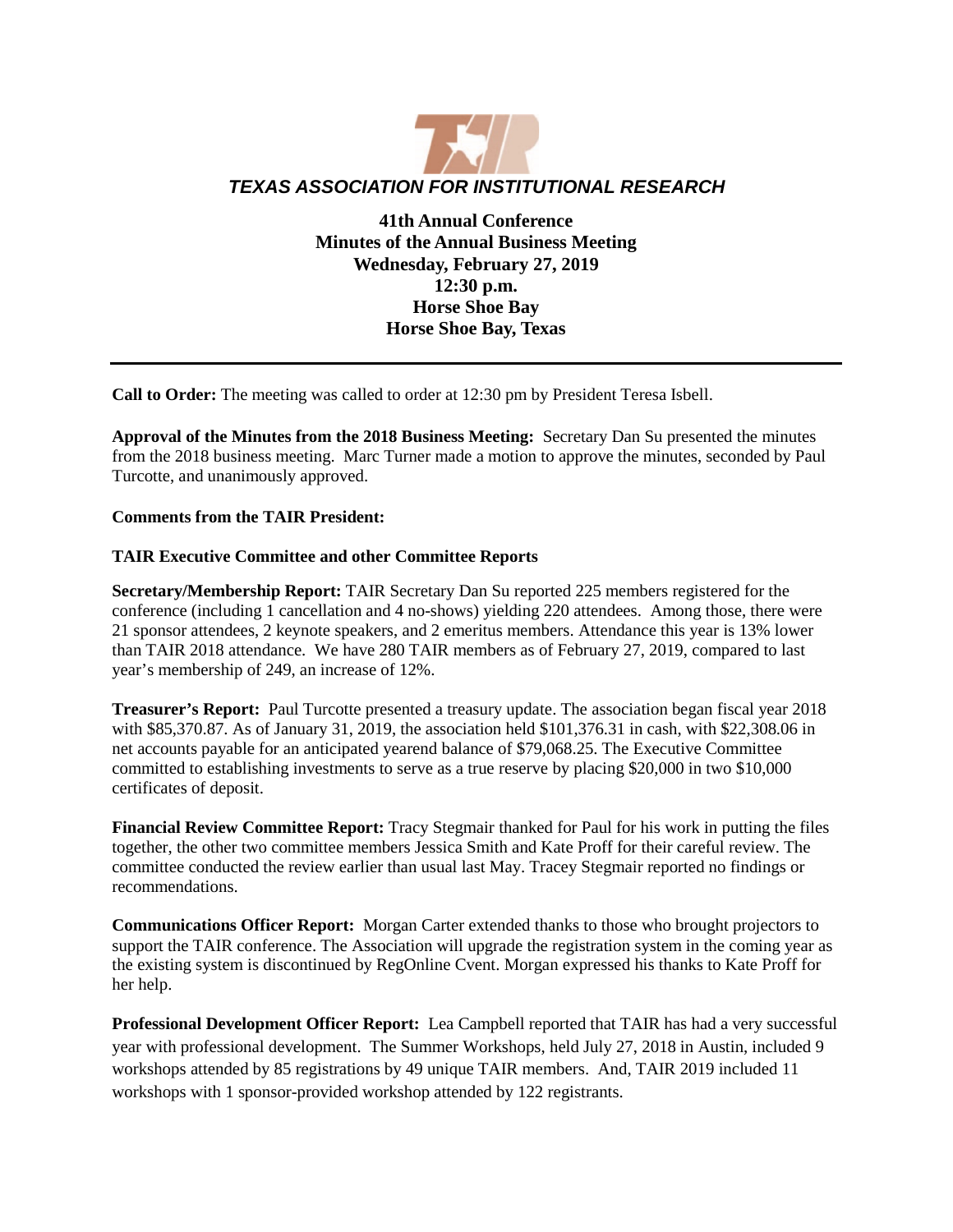# *TEXAS ASSOCIATION FOR INSTITUTIONAL RESEARCH*

**41th Annual Conference**
**Minutes of the Annual Business Meeting**
**Wednesday, February 27, 2019**
**12:30 p.m.**
**Horse Shoe Bay**
**Horse Shoe Bay, Texas**

---

**Call to Order:** The meeting was called to order at 12:30 pm by President Teresa Isbell.

**Approval of the Minutes from the 2018 Business Meeting:** Secretary Dan Su presented the minutes from the 2018 business meeting. Marc Turner made a motion to approve the minutes, seconded by Paul Turcotte, and unanimously approved.

**Comments from the TAIR President:**

**TAIR Executive Committee and other Committee Reports**

**Secretary/Membership Report:** TAIR Secretary Dan Su reported 225 members registered for the conference (including 1 cancellation and 4 no-shows) yielding 220 attendees. Among those, there were 21 sponsor attendees, 2 keynote speakers, and 2 emeritus members. Attendance this year is 13% lower than TAIR 2018 attendance. We have 280 TAIR members as of February 27, 2019, compared to last year's membership of 249, an increase of 12%.

**Treasurer's Report:** Paul Turcotte presented a treasury update. The association began fiscal year 2018 with $85,370.87. As of January 31, 2019, the association held $101,376.31 in cash, with $22,308.06 in net accounts payable for an anticipated yearend balance of $79,068.25. The Executive Committee committed to establishing investments to serve as a true reserve by placing $20,000 in two $10,000 certificates of deposit.

**Financial Review Committee Report:** Tracy Stegmair thanked for Paul for his work in putting the files together, the other two committee members Jessica Smith and Kate Proff for their careful review. The committee conducted the review earlier than usual last May. Tracey Stegmair reported no findings or recommendations.

**Communications Officer Report:** Morgan Carter extended thanks to those who brought projectors to support the TAIR conference. The Association will upgrade the registration system in the coming year as the existing system is discontinued by RegOnline Cvent. Morgan expressed his thanks to Kate Proff for her help.

**Professional Development Officer Report:** Lea Campbell reported that TAIR has had a very successful year with professional development. The Summer Workshops, held July 27, 2018 in Austin, included 9 workshops attended by 85 registrations by 49 unique TAIR members. And, TAIR 2019 included 11 workshops with 1 sponsor-provided workshop attended by 122 registrants.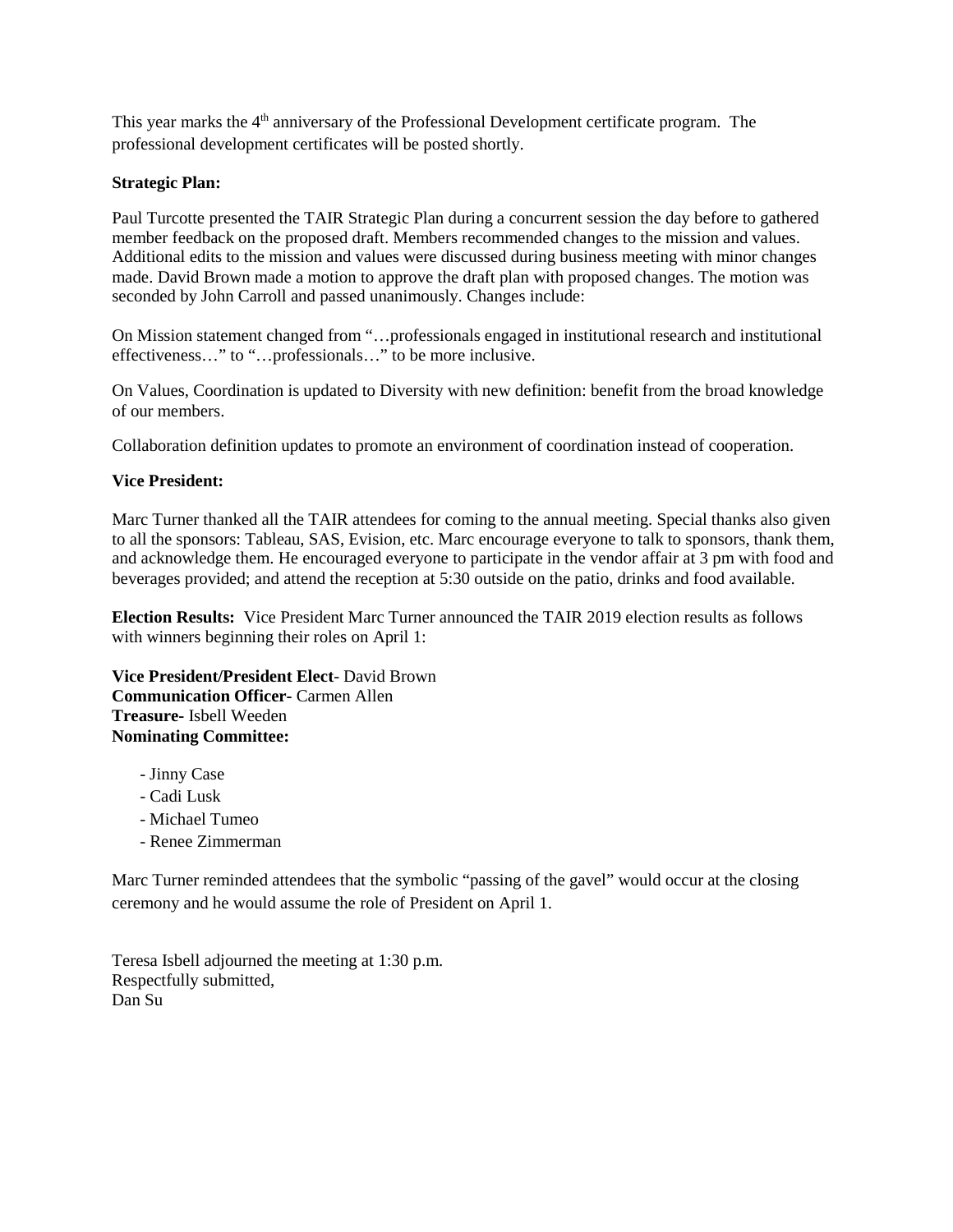This year marks the 4th anniversary of the Professional Development certificate program. The professional development certificates will be posted shortly.

**Strategic Plan:**

Paul Turcotte presented the TAIR Strategic Plan during a concurrent session the day before to gathered member feedback on the proposed draft. Members recommended changes to the mission and values. Additional edits to the mission and values were discussed during business meeting with minor changes made. David Brown made a motion to approve the draft plan with proposed changes. The motion was seconded by John Carroll and passed unanimously. Changes include:

On Mission statement changed from "…professionals engaged in institutional research and institutional effectiveness…" to "…professionals…" to be more inclusive.

On Values, Coordination is updated to Diversity with new definition: benefit from the broad knowledge of our members.

Collaboration definition updates to promote an environment of coordination instead of cooperation.

**Vice President:**

Marc Turner thanked all the TAIR attendees for coming to the annual meeting. Special thanks also given to all the sponsors: Tableau, SAS, Evision, etc. Marc encourage everyone to talk to sponsors, thank them, and acknowledge them. He encouraged everyone to participate in the vendor affair at 3 pm with food and beverages provided; and attend the reception at 5:30 outside on the patio, drinks and food available.

**Election Results:** Vice President Marc Turner announced the TAIR 2019 election results as follows with winners beginning their roles on April 1:

**Vice President/President Elect**- David Brown
**Communication Officer-** Carmen Allen
**Treasure-** Isbell Weeden
**Nominating Committee:**

- Jinny Case
- Cadi Lusk
- Michael Tumeo
- Renee Zimmerman

Marc Turner reminded attendees that the symbolic "passing of the gavel" would occur at the closing ceremony and he would assume the role of President on April 1.

Teresa Isbell adjourned the meeting at 1:30 p.m.
Respectfully submitted,
Dan Su